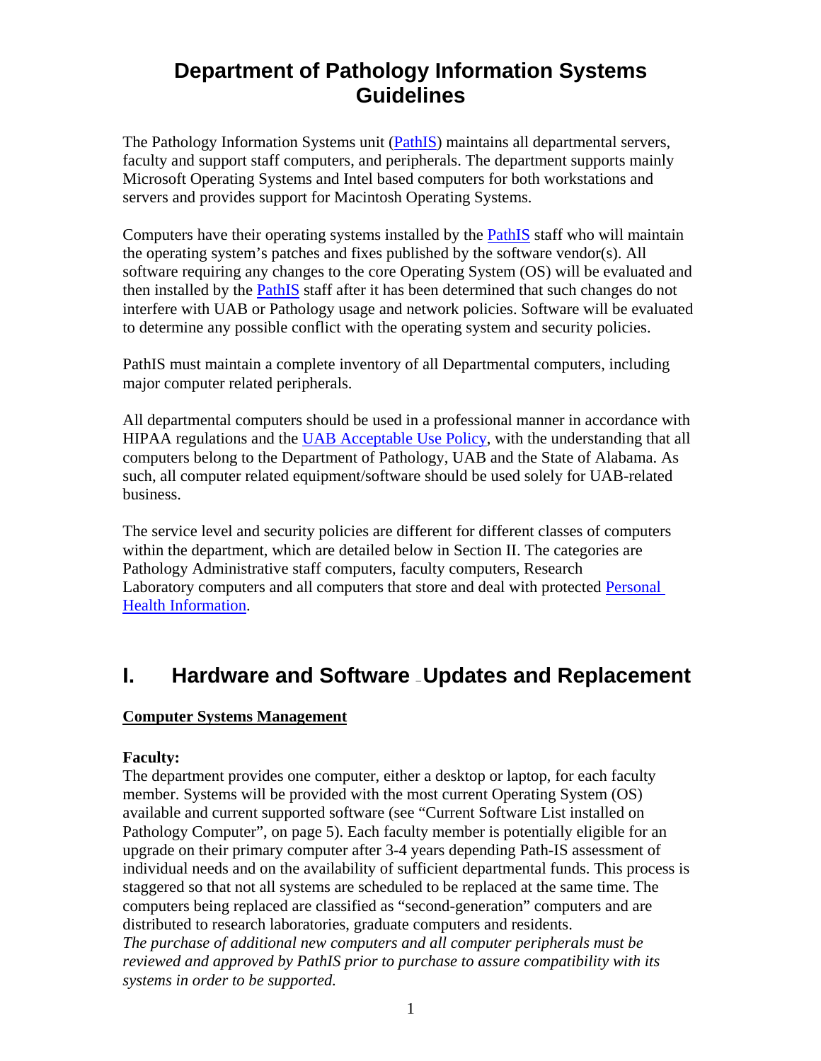# Department of Pathology Information Systems Guidelines

The Pathology Information Systems unit (PathIS) maintains all departmental servers, faculty and support staff computers, and peripherals. The department supports mainly Microsoft Operating Systems and Intel based computers for both workstations and servers and provides support for Macintosh Operating Systems.

Computers have their operating systems installed by the PathIS staff who will maintain the operating system's patches and fixes published by the software vendor(s). All software requiring any changes to the core Operating System (OS) will be evaluated and then installed by the PathIS staff after it has been determined that such changes do not interfere with UAB or Pathology usage and network policies. Software will be evaluated to determine any possible conflict with the operating system and security policies.

PathIS must maintain a complete inventory of all Departmental computers, including major computer related peripherals.

All departmental computers should be used in a professional manner in accordance with HIPAA regulations and the UAB Acceptable Use Policy, with the understanding that all computers belong to the Department of Pathology, UAB and the State of Alabama. As such, all computer related equipment/software should be used solely for UAB-related business.

The service level and security policies are different for different classes of computers within the department, which are detailed below in Section II. The categories are Pathology Administrative staff computers, faculty computers, Research Laboratory computers and all computers that store and deal with protected Personal Health Information.

## I. Hardware and Software Updates and Replacement

**Computer Systems Management**

**Faculty:**
The department provides one computer, either a desktop or laptop, for each faculty member. Systems will be provided with the most current Operating System (OS) available and current supported software (see "Current Software List installed on Pathology Computer", on page 5). Each faculty member is potentially eligible for an upgrade on their primary computer after 3-4 years depending Path-IS assessment of individual needs and on the availability of sufficient departmental funds. This process is staggered so that not all systems are scheduled to be replaced at the same time. The computers being replaced are classified as "second-generation" computers and are distributed to research laboratories, graduate computers and residents.
*The purchase of additional new computers and all computer peripherals must be reviewed and approved by PathIS prior to purchase to assure compatibility with its systems in order to be supported.*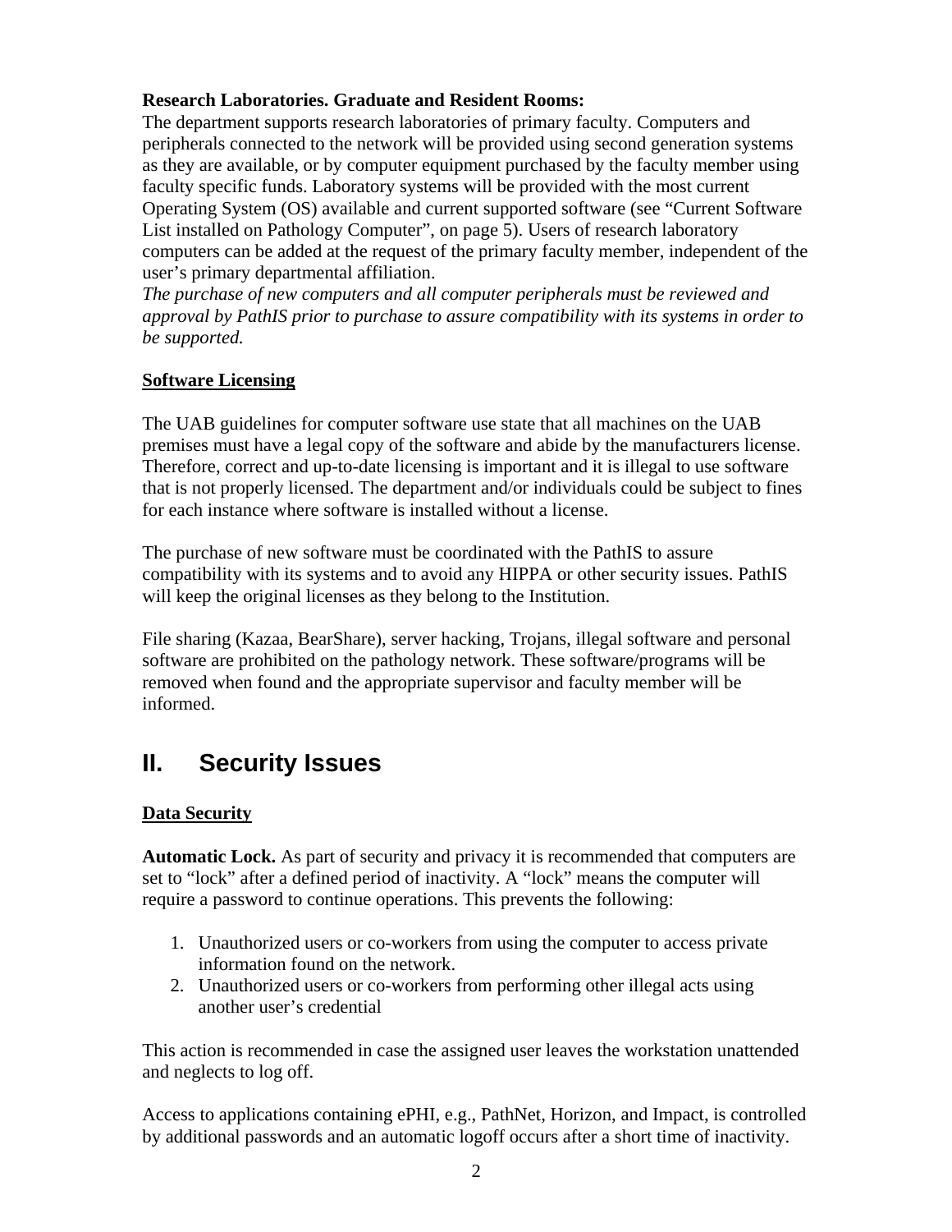**Research Laboratories. Graduate and Resident Rooms:**
The department supports research laboratories of primary faculty. Computers and peripherals connected to the network will be provided using second generation systems as they are available, or by computer equipment purchased by the faculty member using faculty specific funds. Laboratory systems will be provided with the most current Operating System (OS) available and current supported software (see "Current Software List installed on Pathology Computer", on page 5). Users of research laboratory computers can be added at the request of the primary faculty member, independent of the user's primary departmental affiliation.
*The purchase of new computers and all computer peripherals must be reviewed and approval by PathIS prior to purchase to assure compatibility with its systems in order to be supported.*

### Software Licensing

The UAB guidelines for computer software use state that all machines on the UAB premises must have a legal copy of the software and abide by the manufacturers license. Therefore, correct and up-to-date licensing is important and it is illegal to use software that is not properly licensed. The department and/or individuals could be subject to fines for each instance where software is installed without a license.

The purchase of new software must be coordinated with the PathIS to assure compatibility with its systems and to avoid any HIPPA or other security issues. PathIS will keep the original licenses as they belong to the Institution.

File sharing (Kazaa, BearShare), server hacking, Trojans, illegal software and personal software are prohibited on the pathology network. These software/programs will be removed when found and the appropriate supervisor and faculty member will be informed.

## II. Security Issues

### Data Security

**Automatic Lock.** As part of security and privacy it is recommended that computers are set to "lock" after a defined period of inactivity. A "lock" means the computer will require a password to continue operations. This prevents the following:

1. Unauthorized users or co-workers from using the computer to access private information found on the network.
2. Unauthorized users or co-workers from performing other illegal acts using another user's credential

This action is recommended in case the assigned user leaves the workstation unattended and neglects to log off.

Access to applications containing ePHI, e.g., PathNet, Horizon, and Impact, is controlled by additional passwords and an automatic logoff occurs after a short time of inactivity.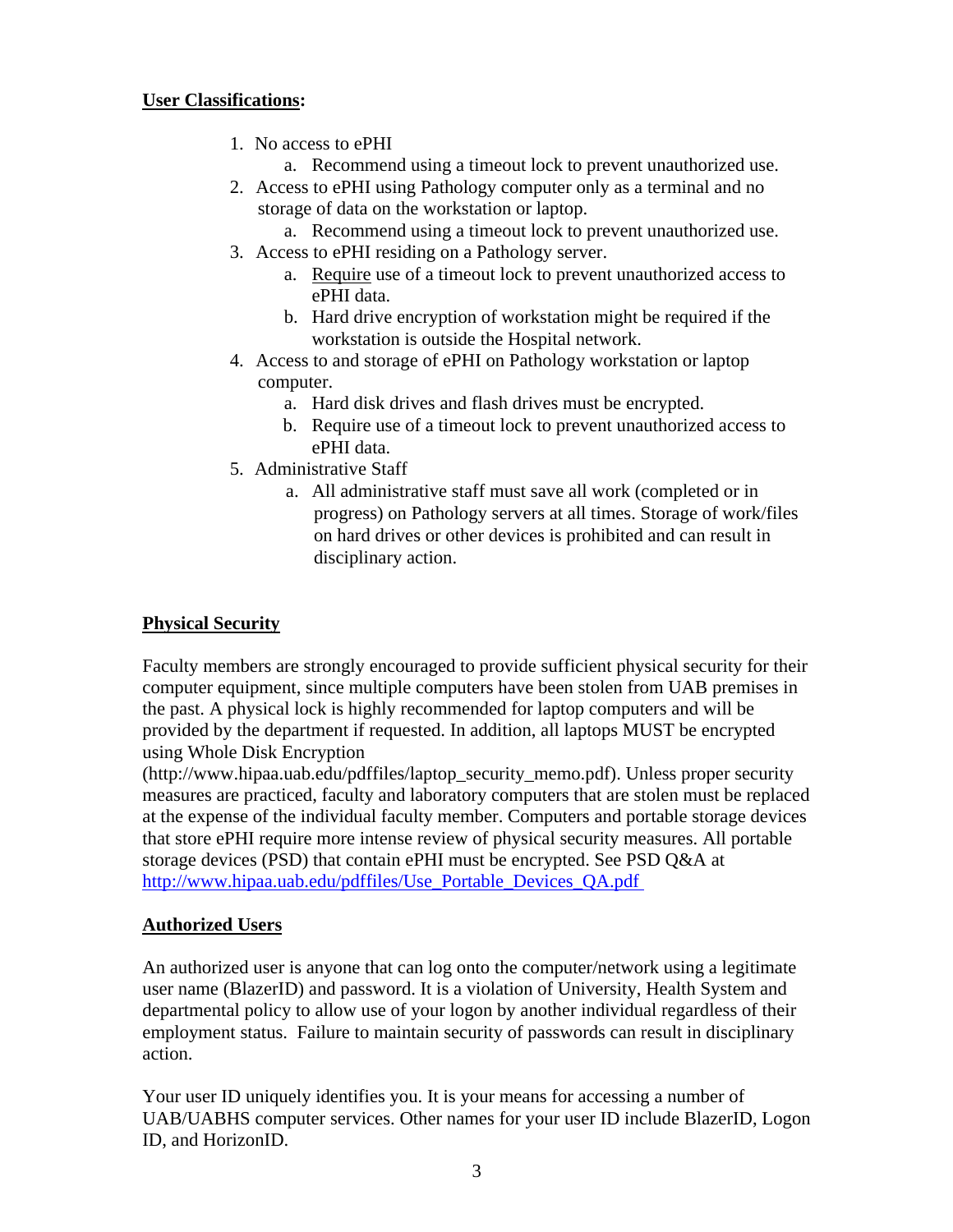**User Classifications:**

1. No access to ePHI
    a. Recommend using a timeout lock to prevent unauthorized use.
2. Access to ePHI using Pathology computer only as a terminal and no storage of data on the workstation or laptop.
    a. Recommend using a timeout lock to prevent unauthorized use.
3. Access to ePHI residing on a Pathology server.
    a. <u>Require</u> use of a timeout lock to prevent unauthorized access to ePHI data.
    b. Hard drive encryption of workstation might be required if the workstation is outside the Hospital network.
4. Access to and storage of ePHI on Pathology workstation or laptop computer.
    a. Hard disk drives and flash drives must be encrypted.
    b. Require use of a timeout lock to prevent unauthorized access to ePHI data.
5. Administrative Staff
    a. All administrative staff must save all work (completed or in progress) on Pathology servers at all times. Storage of work/files on hard drives or other devices is prohibited and can result in disciplinary action.

**Physical Security**

Faculty members are strongly encouraged to provide sufficient physical security for their computer equipment, since multiple computers have been stolen from UAB premises in the past. A physical lock is highly recommended for laptop computers and will be provided by the department if requested. In addition, all laptops MUST be encrypted using Whole Disk Encryption (http://www.hipaa.uab.edu/pdffiles/laptop_security_memo.pdf). Unless proper security measures are practiced, faculty and laboratory computers that are stolen must be replaced at the expense of the individual faculty member. Computers and portable storage devices that store ePHI require more intense review of physical security measures. All portable storage devices (PSD) that contain ePHI must be encrypted. See PSD Q&A at http://www.hipaa.uab.edu/pdffiles/Use_Portable_Devices_QA.pdf

**Authorized Users**

An authorized user is anyone that can log onto the computer/network using a legitimate user name (BlazerID) and password. It is a violation of University, Health System and departmental policy to allow use of your logon by another individual regardless of their employment status. Failure to maintain security of passwords can result in disciplinary action.

Your user ID uniquely identifies you. It is your means for accessing a number of UAB/UABHS computer services. Other names for your user ID include BlazerID, Logon ID, and HorizonID.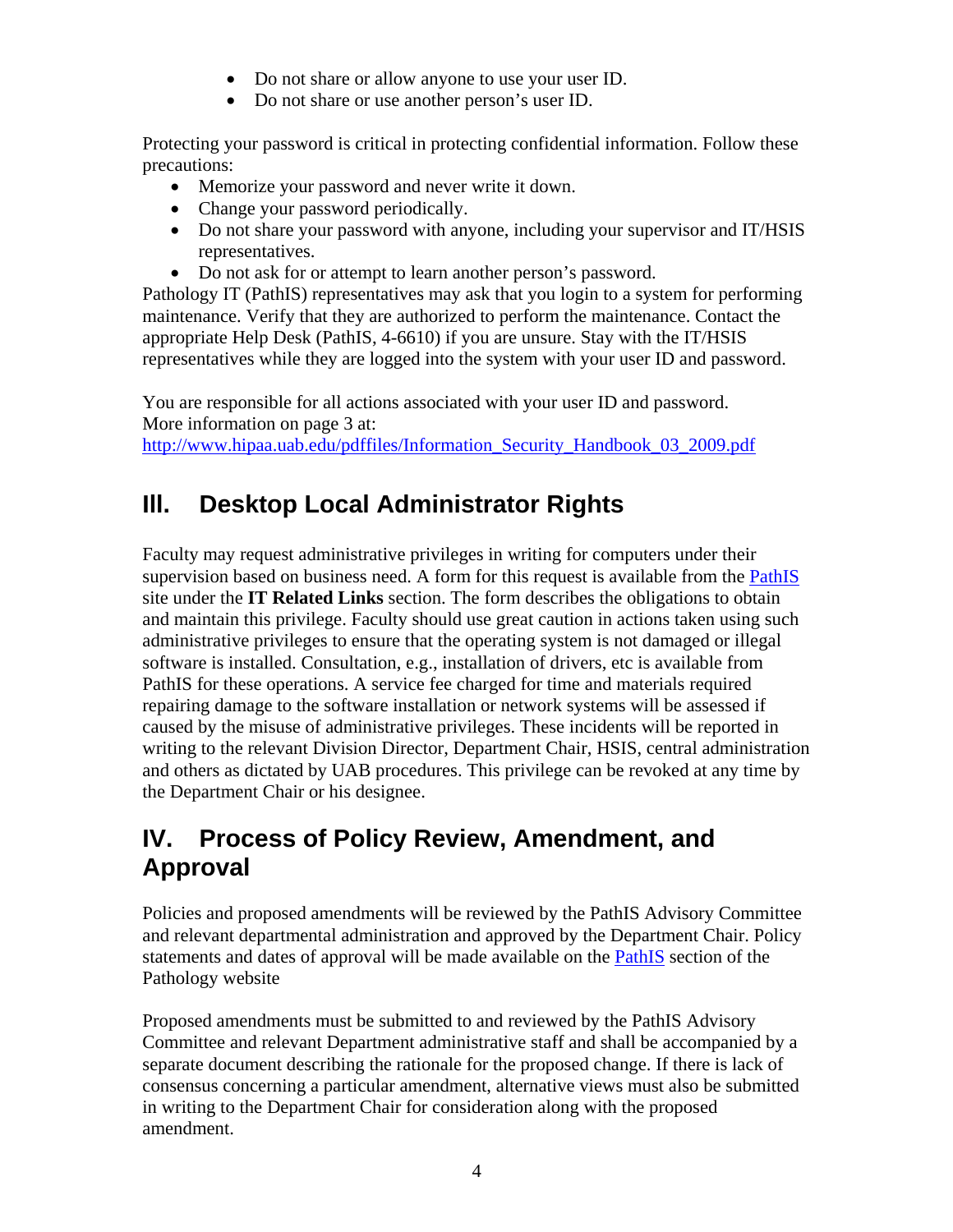- Do not share or allow anyone to use your user ID.
- Do not share or use another person's user ID.

Protecting your password is critical in protecting confidential information. Follow these precautions:

- Memorize your password and never write it down.
- Change your password periodically.
- Do not share your password with anyone, including your supervisor and IT/HSIS representatives.
- Do not ask for or attempt to learn another person's password.

Pathology IT (PathIS) representatives may ask that you login to a system for performing maintenance. Verify that they are authorized to perform the maintenance. Contact the appropriate Help Desk (PathIS, 4-6610) if you are unsure. Stay with the IT/HSIS representatives while they are logged into the system with your user ID and password.

You are responsible for all actions associated with your user ID and password. More information on page 3 at: http://www.hipaa.uab.edu/pdffiles/Information_Security_Handbook_03_2009.pdf

## III. Desktop Local Administrator Rights

Faculty may request administrative privileges in writing for computers under their supervision based on business need. A form for this request is available from the PathIS site under the **IT Related Links** section. The form describes the obligations to obtain and maintain this privilege. Faculty should use great caution in actions taken using such administrative privileges to ensure that the operating system is not damaged or illegal software is installed. Consultation, e.g., installation of drivers, etc is available from PathIS for these operations. A service fee charged for time and materials required repairing damage to the software installation or network systems will be assessed if caused by the misuse of administrative privileges. These incidents will be reported in writing to the relevant Division Director, Department Chair, HSIS, central administration and others as dictated by UAB procedures. This privilege can be revoked at any time by the Department Chair or his designee.

## IV. Process of Policy Review, Amendment, and Approval

Policies and proposed amendments will be reviewed by the PathIS Advisory Committee and relevant departmental administration and approved by the Department Chair. Policy statements and dates of approval will be made available on the PathIS section of the Pathology website

Proposed amendments must be submitted to and reviewed by the PathIS Advisory Committee and relevant Department administrative staff and shall be accompanied by a separate document describing the rationale for the proposed change. If there is lack of consensus concerning a particular amendment, alternative views must also be submitted in writing to the Department Chair for consideration along with the proposed amendment.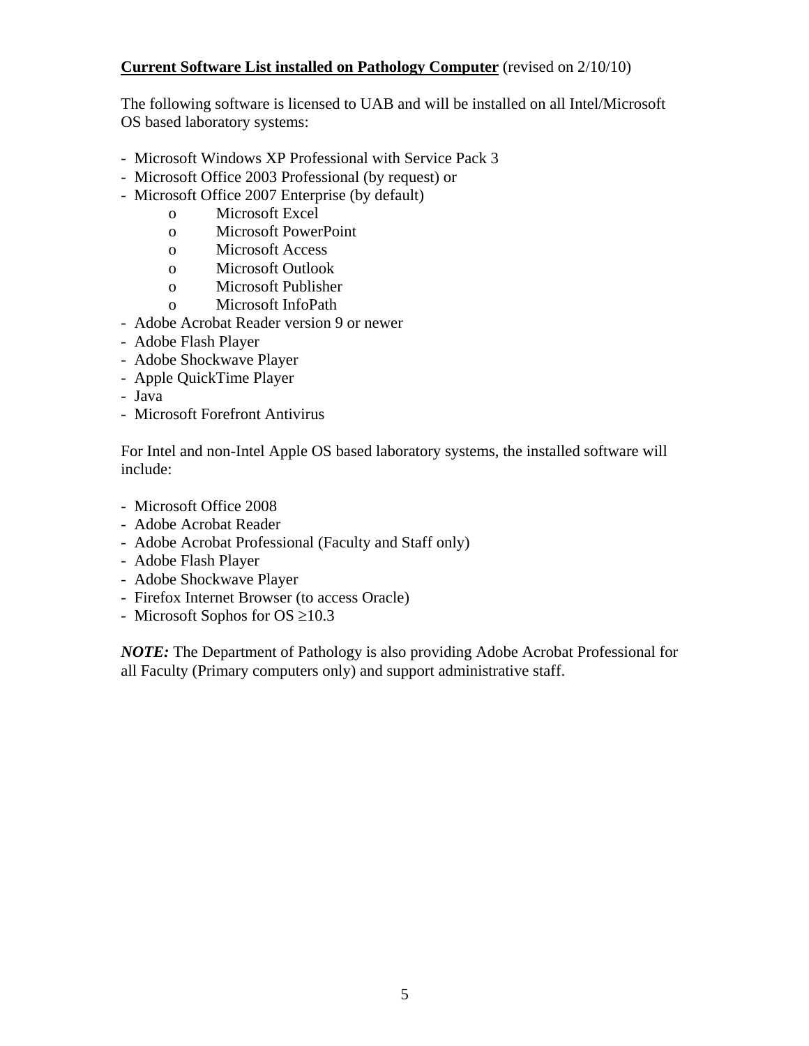**<u>Current Software List installed on Pathology Computer</u>** (revised on 2/10/10)

The following software is licensed to UAB and will be installed on all Intel/Microsoft OS based laboratory systems:

- Microsoft Windows XP Professional with Service Pack 3
- Microsoft Office 2003 Professional (by request) or
- Microsoft Office 2007 Enterprise (by default)
    - Microsoft Excel
    - Microsoft PowerPoint
    - Microsoft Access
    - Microsoft Outlook
    - Microsoft Publisher
    - Microsoft InfoPath
- Adobe Acrobat Reader version 9 or newer
- Adobe Flash Player
- Adobe Shockwave Player
- Apple QuickTime Player
- Java
- Microsoft Forefront Antivirus

For Intel and non-Intel Apple OS based laboratory systems, the installed software will include:

- Microsoft Office 2008
- Adobe Acrobat Reader
- Adobe Acrobat Professional (Faculty and Staff only)
- Adobe Flash Player
- Adobe Shockwave Player
- Firefox Internet Browser (to access Oracle)
- Microsoft Sophos for OS $\geq$10.3

***NOTE:*** The Department of Pathology is also providing Adobe Acrobat Professional for all Faculty (Primary computers only) and support administrative staff.